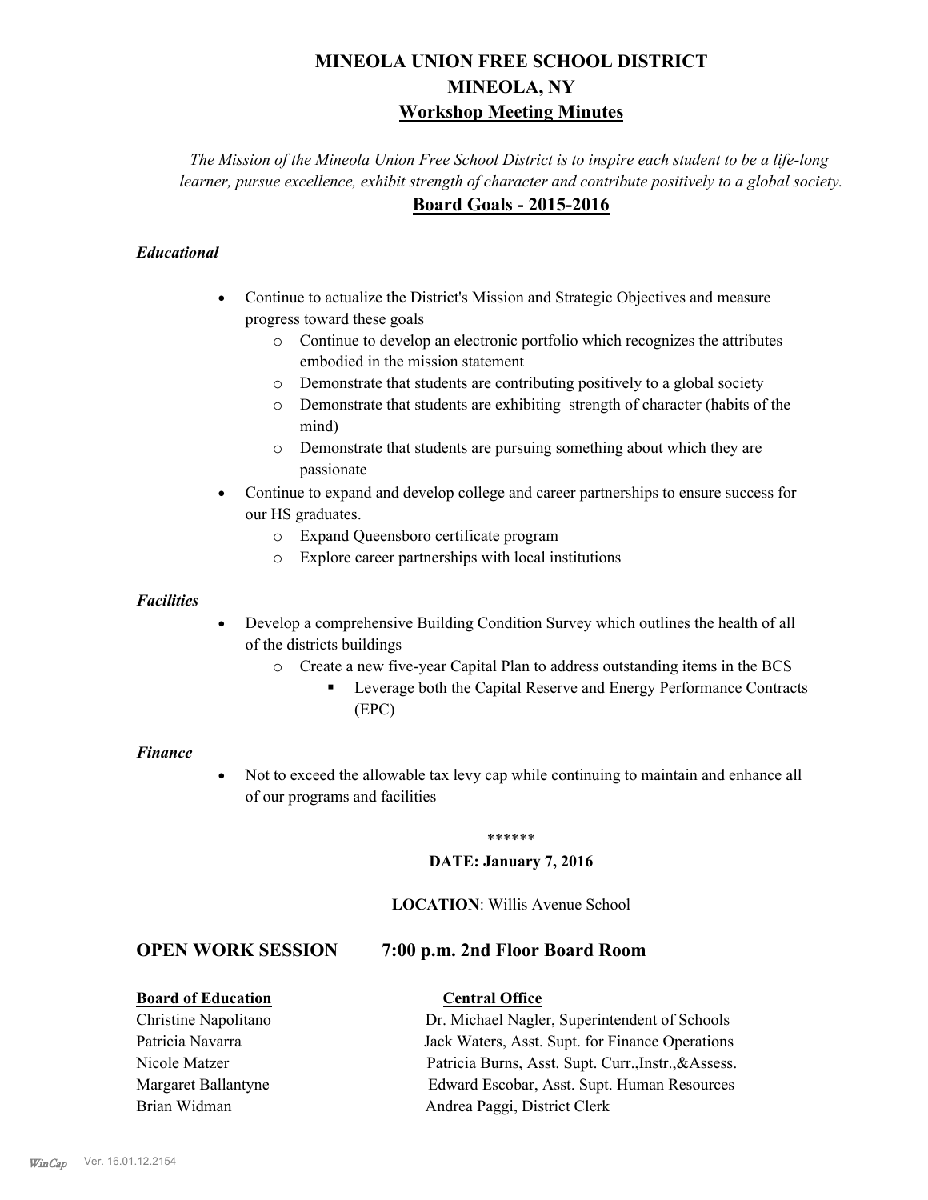# MINEOLA UNION FREE SCHOOL DISTRICT
# MINEOLA, NY
## Workshop Meeting Minutes

*The Mission of the Mineola Union Free School District is to inspire each student to be a life-long learner, pursue excellence, exhibit strength of character and contribute positively to a global society.*

## Board Goals - 2015-2016

### *Educational*

- Continue to actualize the District's Mission and Strategic Objectives and measure progress toward these goals
  - Continue to develop an electronic portfolio which recognizes the attributes embodied in the mission statement
  - Demonstrate that students are contributing positively to a global society
  - Demonstrate that students are exhibiting strength of character (habits of the mind)
  - Demonstrate that students are pursuing something about which they are passionate
- Continue to expand and develop college and career partnerships to ensure success for our HS graduates.
  - Expand Queensboro certificate program
  - Explore career partnerships with local institutions

### *Facilities*

- Develop a comprehensive Building Condition Survey which outlines the health of all of the districts buildings
  - Create a new five-year Capital Plan to address outstanding items in the BCS
    - Leverage both the Capital Reserve and Energy Performance Contracts (EPC)

### *Finance*

- Not to exceed the allowable tax levy cap while continuing to maintain and enhance all of our programs and facilities

\*\*\*\*\*\*

**DATE: January 7, 2016**

**LOCATION**: Willis Avenue School

## OPEN WORK SESSION 7:00 p.m. 2nd Floor Board Room

| **Board of Education** | **Central Office** |
|---|---|
| Christine Napolitano | Dr. Michael Nagler, Superintendent of Schools |
| Patricia Navarra | Jack Waters, Asst. Supt. for Finance Operations |
| Nicole Matzer | Patricia Burns, Asst. Supt. Curr.,Instr.,&Assess. |
| Margaret Ballantyne | Edward Escobar, Asst. Supt. Human Resources |
| Brian Widman | Andrea Paggi, District Clerk |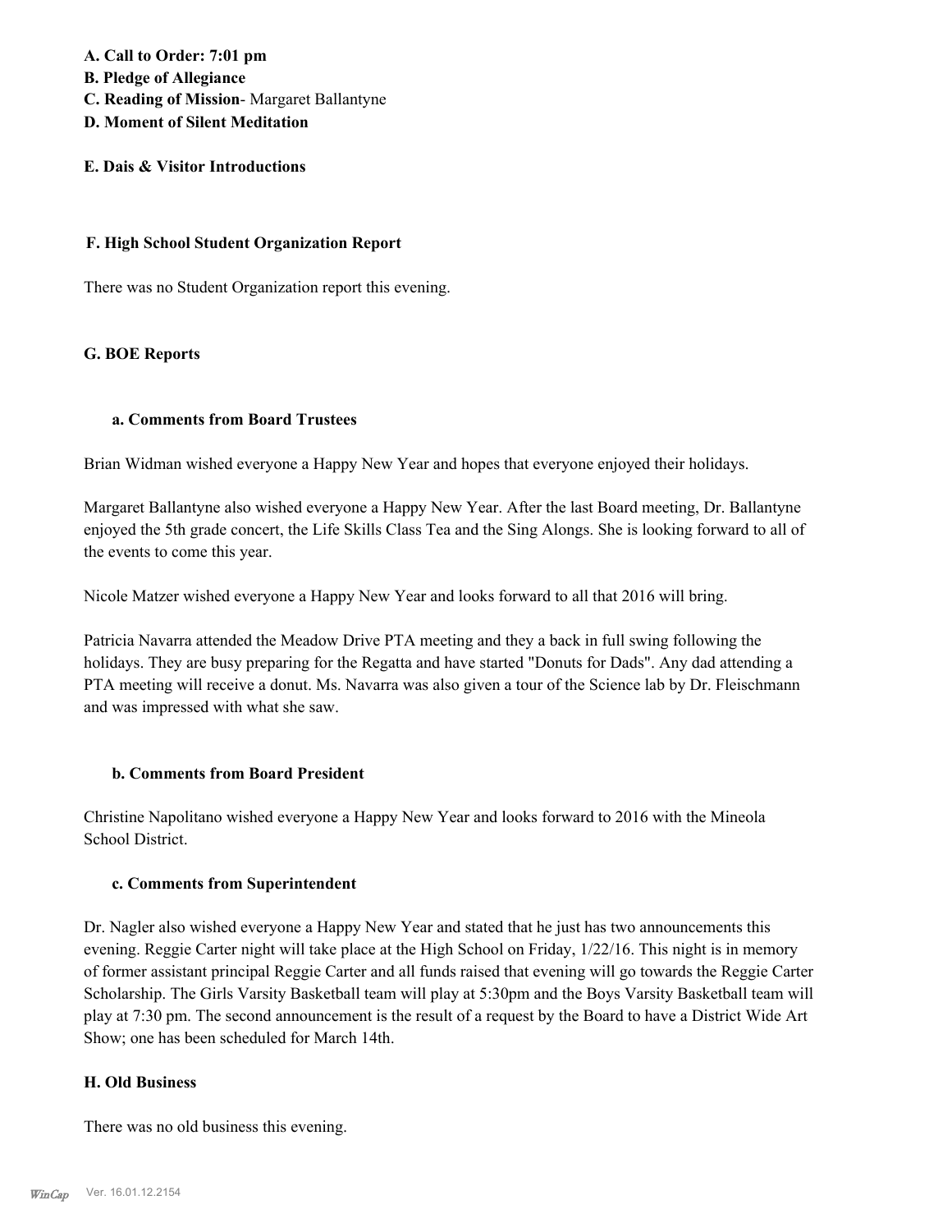**A. Call to Order: 7:01 pm**
**B. Pledge of Allegiance**
**C. Reading of Mission**- Margaret Ballantyne
**D. Moment of Silent Meditation**

**E. Dais & Visitor Introductions**

**F. High School Student Organization Report**

There was no Student Organization report this evening.

**G. BOE Reports**

**a. Comments from Board Trustees**

Brian Widman wished everyone a Happy New Year and hopes that everyone enjoyed their holidays.

Margaret Ballantyne also wished everyone a Happy New Year. After the last Board meeting, Dr. Ballantyne enjoyed the 5th grade concert, the Life Skills Class Tea and the Sing Alongs. She is looking forward to all of the events to come this year.

Nicole Matzer wished everyone a Happy New Year and looks forward to all that 2016 will bring.

Patricia Navarra attended the Meadow Drive PTA meeting and they a back in full swing following the holidays. They are busy preparing for the Regatta and have started "Donuts for Dads". Any dad attending a PTA meeting will receive a donut. Ms. Navarra was also given a tour of the Science lab by Dr. Fleischmann and was impressed with what she saw.

**b. Comments from Board President**

Christine Napolitano wished everyone a Happy New Year and looks forward to 2016 with the Mineola School District.

**c. Comments from Superintendent**

Dr. Nagler also wished everyone a Happy New Year and stated that he just has two announcements this evening. Reggie Carter night will take place at the High School on Friday, 1/22/16. This night is in memory of former assistant principal Reggie Carter and all funds raised that evening will go towards the Reggie Carter Scholarship. The Girls Varsity Basketball team will play at 5:30pm and the Boys Varsity Basketball team will play at 7:30 pm. The second announcement is the result of a request by the Board to have a District Wide Art Show; one has been scheduled for March 14th.

**H. Old Business**

There was no old business this evening.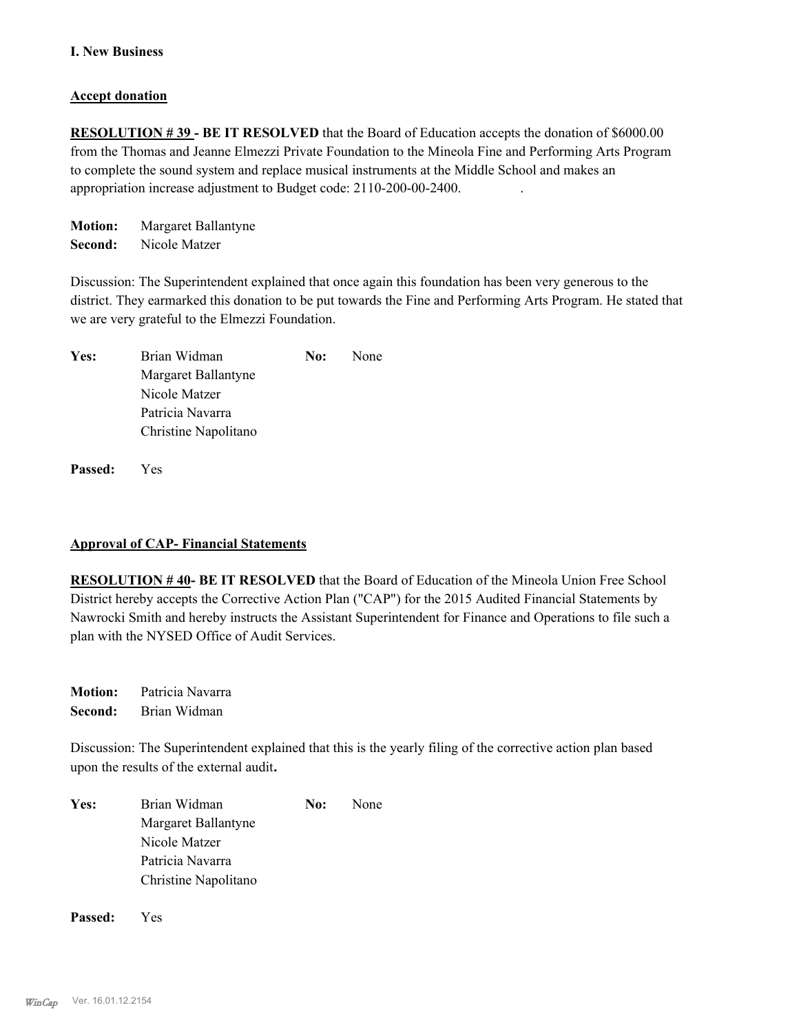**I. New Business**

**Accept donation**

**RESOLUTION # 39 - BE IT RESOLVED** that the Board of Education accepts the donation of $6000.00 from the Thomas and Jeanne Elmezzi Private Foundation to the Mineola Fine and Performing Arts Program to complete the sound system and replace musical instruments at the Middle School and makes an appropriation increase adjustment to Budget code: 2110-200-00-2400. .

**Motion:** Margaret Ballantyne
**Second:** Nicole Matzer

Discussion: The Superintendent explained that once again this foundation has been very generous to the district. They earmarked this donation to be put towards the Fine and Performing Arts Program. He stated that we are very grateful to the Elmezzi Foundation.

| | | | |
|---|---|---|---|
| **Yes:** | Brian Widman | **No:** | None |
| | Margaret Ballantyne | | |
| | Nicole Matzer | | |
| | Patricia Navarra | | |
| | Christine Napolitano | | |

**Passed:** Yes

**Approval of CAP- Financial Statements**

**RESOLUTION # 40- BE IT RESOLVED** that the Board of Education of the Mineola Union Free School District hereby accepts the Corrective Action Plan ("CAP") for the 2015 Audited Financial Statements by Nawrocki Smith and hereby instructs the Assistant Superintendent for Finance and Operations to file such a plan with the NYSED Office of Audit Services.

**Motion:** Patricia Navarra
**Second:** Brian Widman

Discussion: The Superintendent explained that this is the yearly filing of the corrective action plan based upon the results of the external audit**.**

| | | | |
|---|---|---|---|
| **Yes:** | Brian Widman | **No:** | None |
| | Margaret Ballantyne | | |
| | Nicole Matzer | | |
| | Patricia Navarra | | |
| | Christine Napolitano | | |

**Passed:** Yes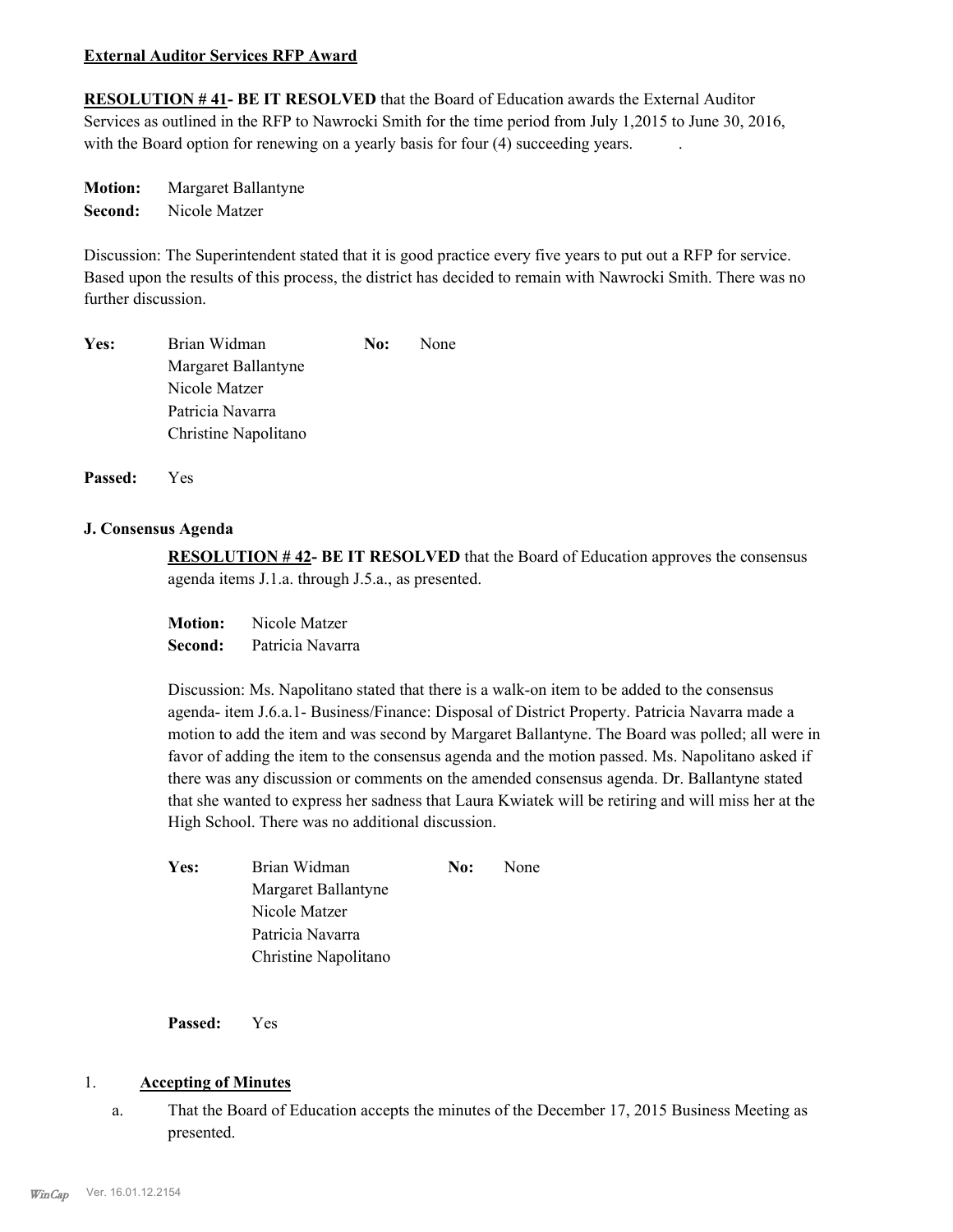**External Auditor Services RFP Award**

**RESOLUTION # 41- BE IT RESOLVED** that the Board of Education awards the External Auditor Services as outlined in the RFP to Nawrocki Smith for the time period from July 1,2015 to June 30, 2016, with the Board option for renewing on a yearly basis for four (4) succeeding years. .

**Motion:** Margaret Ballantyne
**Second:** Nicole Matzer

Discussion: The Superintendent stated that it is good practice every five years to put out a RFP for service. Based upon the results of this process, the district has decided to remain with Nawrocki Smith. There was no further discussion.

**Yes:** Brian Widman, Margaret Ballantyne, Nicole Matzer, Patricia Navarra, Christine Napolitano
**No:** None

**Passed:** Yes

**J. Consensus Agenda**

**RESOLUTION # 42- BE IT RESOLVED** that the Board of Education approves the consensus agenda items J.1.a. through J.5.a., as presented.

**Motion:** Nicole Matzer
**Second:** Patricia Navarra

Discussion: Ms. Napolitano stated that there is a walk-on item to be added to the consensus agenda- item J.6.a.1- Business/Finance: Disposal of District Property. Patricia Navarra made a motion to add the item and was second by Margaret Ballantyne. The Board was polled; all were in favor of adding the item to the consensus agenda and the motion passed. Ms. Napolitano asked if there was any discussion or comments on the amended consensus agenda. Dr. Ballantyne stated that she wanted to express her sadness that Laura Kwiatek will be retiring and will miss her at the High School. There was no additional discussion.

**Yes:** Brian Widman, Margaret Ballantyne, Nicole Matzer, Patricia Navarra, Christine Napolitano
**No:** None

**Passed:** Yes

1. **Accepting of Minutes**

   a. That the Board of Education accepts the minutes of the December 17, 2015 Business Meeting as presented.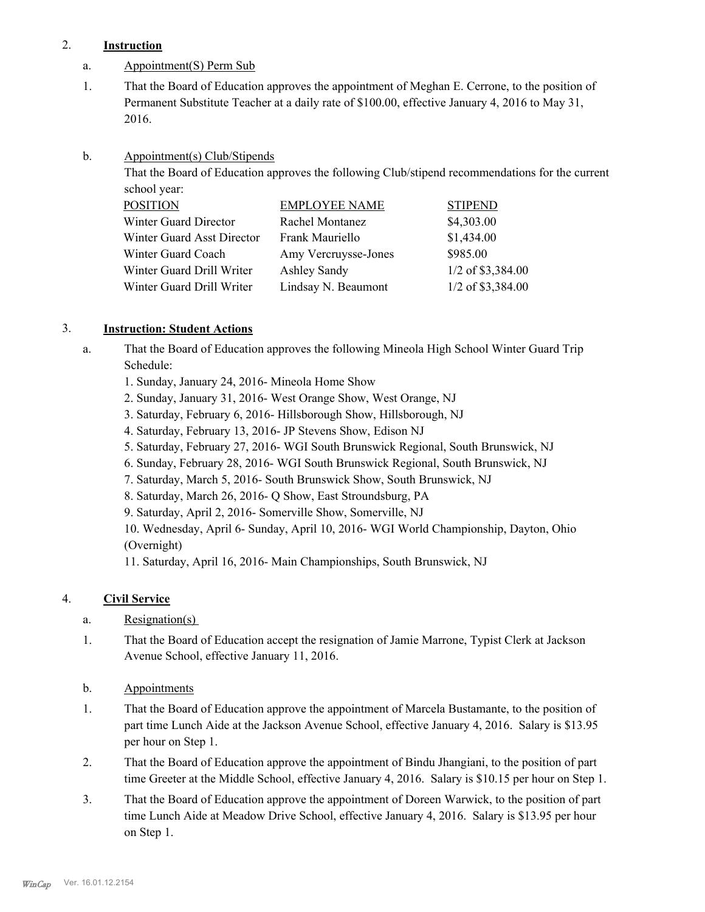2. **Instruction**

a. Appointment(S) Perm Sub

1. That the Board of Education approves the appointment of Meghan E. Cerrone, to the position of Permanent Substitute Teacher at a daily rate of $100.00, effective January 4, 2016 to May 31, 2016.

b. Appointment(s) Club/Stipends

That the Board of Education approves the following Club/stipend recommendations for the current school year:

| POSITION | EMPLOYEE NAME | STIPEND |
|---|---|---|
| Winter Guard Director | Rachel Montanez | $4,303.00 |
| Winter Guard Asst Director | Frank Mauriello | $1,434.00 |
| Winter Guard Coach | Amy Vercruysse-Jones | $985.00 |
| Winter Guard Drill Writer | Ashley Sandy | 1/2 of $3,384.00 |
| Winter Guard Drill Writer | Lindsay N. Beaumont | 1/2 of $3,384.00 |

3. **Instruction: Student Actions**

a. That the Board of Education approves the following Mineola High School Winter Guard Trip Schedule:

1. Sunday, January 24, 2016- Mineola Home Show
2. Sunday, January 31, 2016- West Orange Show, West Orange, NJ
3. Saturday, February 6, 2016- Hillsborough Show, Hillsborough, NJ
4. Saturday, February 13, 2016- JP Stevens Show, Edison NJ
5. Saturday, February 27, 2016- WGI South Brunswick Regional, South Brunswick, NJ
6. Sunday, February 28, 2016- WGI South Brunswick Regional, South Brunswick, NJ
7. Saturday, March 5, 2016- South Brunswick Show, South Brunswick, NJ
8. Saturday, March 26, 2016- Q Show, East Stroundsburg, PA
9. Saturday, April 2, 2016- Somerville Show, Somerville, NJ
10. Wednesday, April 6- Sunday, April 10, 2016- WGI World Championship, Dayton, Ohio (Overnight)
11. Saturday, April 16, 2016- Main Championships, South Brunswick, NJ

4. **Civil Service**

a. Resignation(s)

1. That the Board of Education accept the resignation of Jamie Marrone, Typist Clerk at Jackson Avenue School, effective January 11, 2016.

b. Appointments

1. That the Board of Education approve the appointment of Marcela Bustamante, to the position of part time Lunch Aide at the Jackson Avenue School, effective January 4, 2016. Salary is $13.95 per hour on Step 1.
2. That the Board of Education approve the appointment of Bindu Jhangiani, to the position of part time Greeter at the Middle School, effective January 4, 2016. Salary is $10.15 per hour on Step 1.
3. That the Board of Education approve the appointment of Doreen Warwick, to the position of part time Lunch Aide at Meadow Drive School, effective January 4, 2016. Salary is $13.95 per hour on Step 1.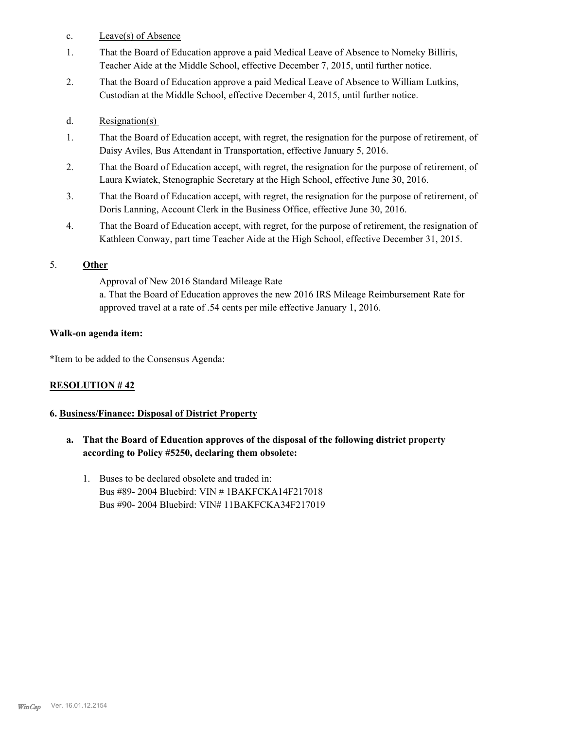c. Leave(s) of Absence

1. That the Board of Education approve a paid Medical Leave of Absence to Nomeky Billiris, Teacher Aide at the Middle School, effective December 7, 2015, until further notice.

2. That the Board of Education approve a paid Medical Leave of Absence to William Lutkins, Custodian at the Middle School, effective December 4, 2015, until further notice.

d. Resignation(s)

1. That the Board of Education accept, with regret, the resignation for the purpose of retirement, of Daisy Aviles, Bus Attendant in Transportation, effective January 5, 2016.

2. That the Board of Education accept, with regret, the resignation for the purpose of retirement, of Laura Kwiatek, Stenographic Secretary at the High School, effective June 30, 2016.

3. That the Board of Education accept, with regret, the resignation for the purpose of retirement, of Doris Lanning, Account Clerk in the Business Office, effective June 30, 2016.

4. That the Board of Education accept, with regret, for the purpose of retirement, the resignation of Kathleen Conway, part time Teacher Aide at the High School, effective December 31, 2015.

5. **Other**

Approval of New 2016 Standard Mileage Rate

a. That the Board of Education approves the new 2016 IRS Mileage Reimbursement Rate for approved travel at a rate of .54 cents per mile effective January 1, 2016.

**Walk-on agenda item:**

*Item to be added to the Consensus Agenda:

**RESOLUTION # 42**

**6. Business/Finance: Disposal of District Property**

**a. That the Board of Education approves of the disposal of the following district property according to Policy #5250, declaring them obsolete:**

1. Buses to be declared obsolete and traded in:
   Bus #89- 2004 Bluebird: VIN # 1BAKFCKA14F217018
   Bus #90- 2004 Bluebird: VIN# 11BAKFCKA34F217019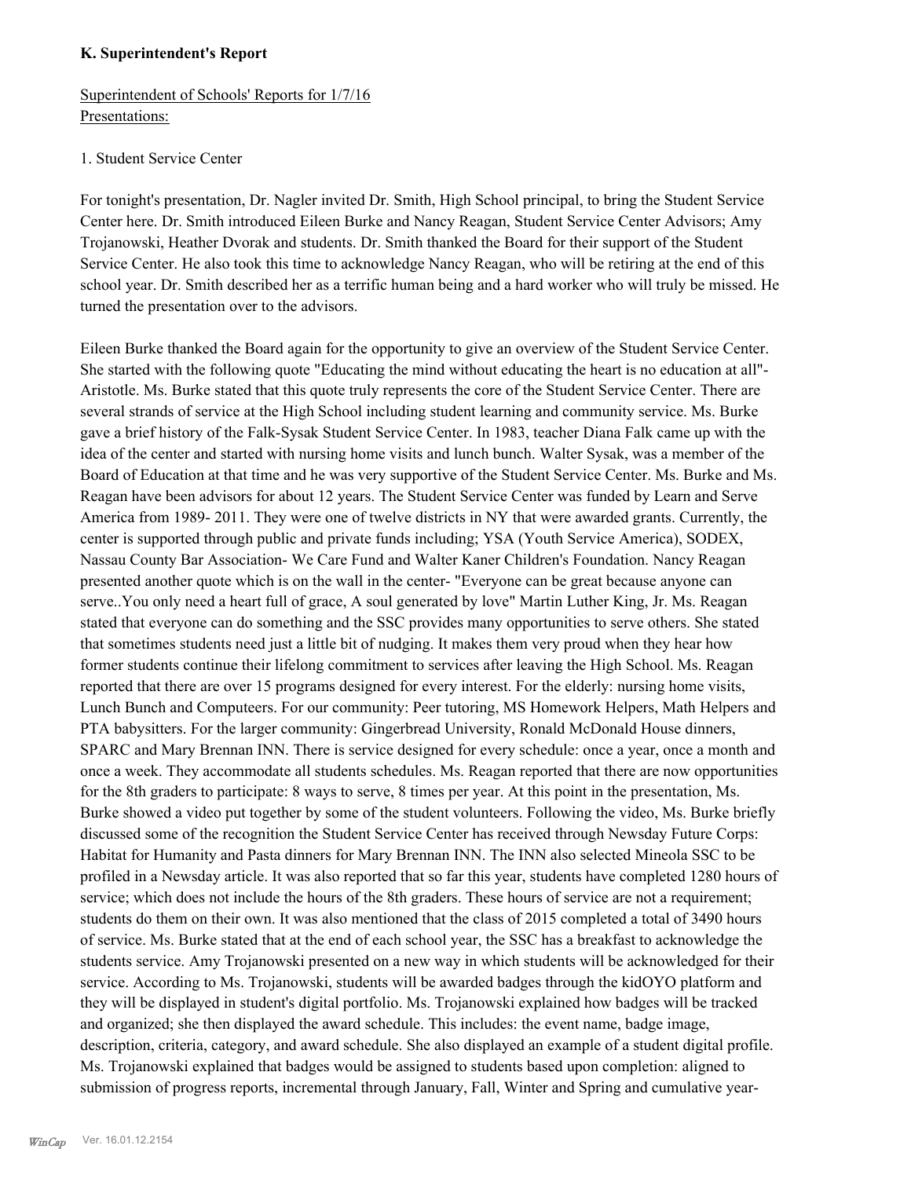**K. Superintendent's Report**

Superintendent of Schools' Reports for 1/7/16
Presentations:

1. Student Service Center

For tonight's presentation, Dr. Nagler invited Dr. Smith, High School principal, to bring the Student Service Center here. Dr. Smith introduced Eileen Burke and Nancy Reagan, Student Service Center Advisors; Amy Trojanowski, Heather Dvorak and students. Dr. Smith thanked the Board for their support of the Student Service Center. He also took this time to acknowledge Nancy Reagan, who will be retiring at the end of this school year. Dr. Smith described her as a terrific human being and a hard worker who will truly be missed. He turned the presentation over to the advisors.

Eileen Burke thanked the Board again for the opportunity to give an overview of the Student Service Center. She started with the following quote "Educating the mind without educating the heart is no education at all"- Aristotle. Ms. Burke stated that this quote truly represents the core of the Student Service Center. There are several strands of service at the High School including student learning and community service. Ms. Burke gave a brief history of the Falk-Sysak Student Service Center. In 1983, teacher Diana Falk came up with the idea of the center and started with nursing home visits and lunch bunch. Walter Sysak, was a member of the Board of Education at that time and he was very supportive of the Student Service Center. Ms. Burke and Ms. Reagan have been advisors for about 12 years. The Student Service Center was funded by Learn and Serve America from 1989- 2011. They were one of twelve districts in NY that were awarded grants. Currently, the center is supported through public and private funds including; YSA (Youth Service America), SODEX, Nassau County Bar Association- We Care Fund and Walter Kaner Children's Foundation. Nancy Reagan presented another quote which is on the wall in the center- "Everyone can be great because anyone can serve..You only need a heart full of grace, A soul generated by love" Martin Luther King, Jr. Ms. Reagan stated that everyone can do something and the SSC provides many opportunities to serve others. She stated that sometimes students need just a little bit of nudging. It makes them very proud when they hear how former students continue their lifelong commitment to services after leaving the High School. Ms. Reagan reported that there are over 15 programs designed for every interest. For the elderly: nursing home visits, Lunch Bunch and Computeers. For our community: Peer tutoring, MS Homework Helpers, Math Helpers and PTA babysitters. For the larger community: Gingerbread University, Ronald McDonald House dinners, SPARC and Mary Brennan INN. There is service designed for every schedule: once a year, once a month and once a week. They accommodate all students schedules. Ms. Reagan reported that there are now opportunities for the 8th graders to participate: 8 ways to serve, 8 times per year. At this point in the presentation, Ms. Burke showed a video put together by some of the student volunteers. Following the video, Ms. Burke briefly discussed some of the recognition the Student Service Center has received through Newsday Future Corps: Habitat for Humanity and Pasta dinners for Mary Brennan INN. The INN also selected Mineola SSC to be profiled in a Newsday article. It was also reported that so far this year, students have completed 1280 hours of service; which does not include the hours of the 8th graders. These hours of service are not a requirement; students do them on their own. It was also mentioned that the class of 2015 completed a total of 3490 hours of service. Ms. Burke stated that at the end of each school year, the SSC has a breakfast to acknowledge the students service. Amy Trojanowski presented on a new way in which students will be acknowledged for their service. According to Ms. Trojanowski, students will be awarded badges through the kidOYO platform and they will be displayed in student's digital portfolio. Ms. Trojanowski explained how badges will be tracked and organized; she then displayed the award schedule. This includes: the event name, badge image, description, criteria, category, and award schedule. She also displayed an example of a student digital profile. Ms. Trojanowski explained that badges would be assigned to students based upon completion: aligned to submission of progress reports, incremental through January, Fall, Winter and Spring and cumulative year-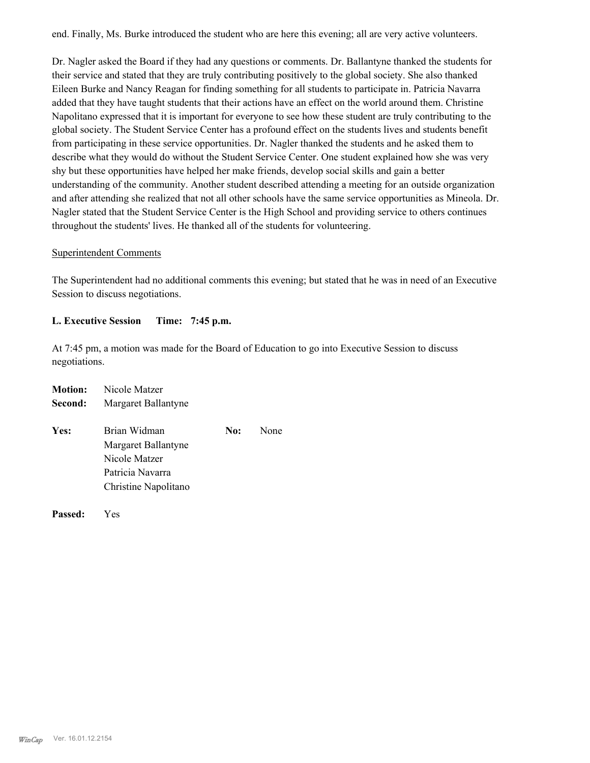end. Finally, Ms. Burke introduced the student who are here this evening; all are very active volunteers.

Dr. Nagler asked the Board if they had any questions or comments. Dr. Ballantyne thanked the students for their service and stated that they are truly contributing positively to the global society. She also thanked Eileen Burke and Nancy Reagan for finding something for all students to participate in. Patricia Navarra added that they have taught students that their actions have an effect on the world around them. Christine Napolitano expressed that it is important for everyone to see how these student are truly contributing to the global society. The Student Service Center has a profound effect on the students lives and students benefit from participating in these service opportunities. Dr. Nagler thanked the students and he asked them to describe what they would do without the Student Service Center. One student explained how she was very shy but these opportunities have helped her make friends, develop social skills and gain a better understanding of the community. Another student described attending a meeting for an outside organization and after attending she realized that not all other schools have the same service opportunities as Mineola. Dr. Nagler stated that the Student Service Center is the High School and providing service to others continues throughout the students' lives. He thanked all of the students for volunteering.

Superintendent Comments

The Superintendent had no additional comments this evening; but stated that he was in need of an Executive Session to discuss negotiations.

**L. Executive Session  Time: 7:45 p.m.**

At 7:45 pm, a motion was made for the Board of Education to go into Executive Session to discuss negotiations.

**Motion:** Nicole Matzer
**Second:** Margaret Ballantyne

**Yes:** Brian Widman
Margaret Ballantyne
Nicole Matzer
Patricia Navarra
Christine Napolitano

**No:** None

**Passed:** Yes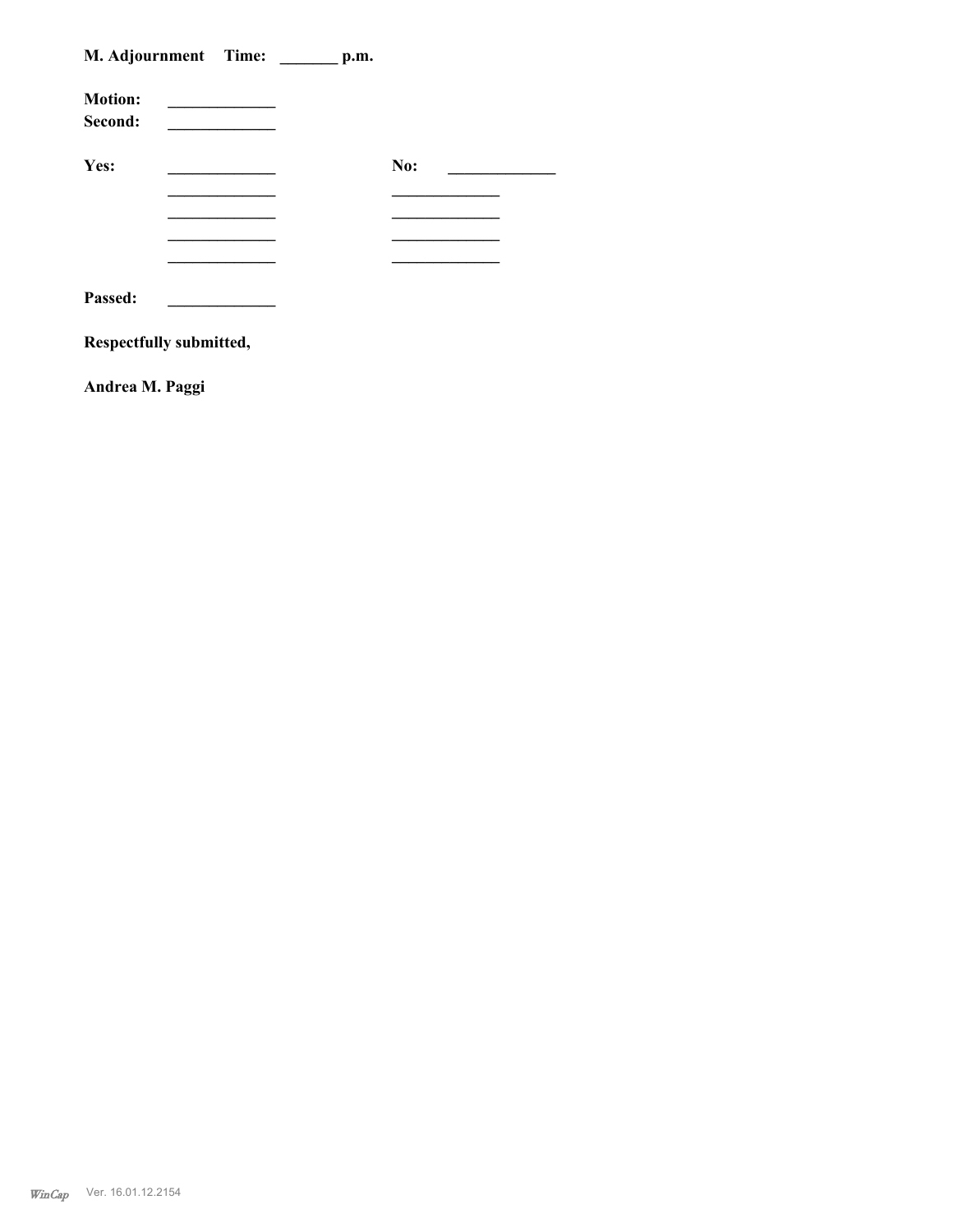**M. Adjournment Time: _______ p.m.**

**Motion:** _____________
**Second:** _____________

**Yes:** _____________ **No:** _____________
_____________ _____________
_____________ _____________
_____________ _____________
_____________ _____________

**Passed:** _____________

**Respectfully submitted,**

**Andrea M. Paggi**